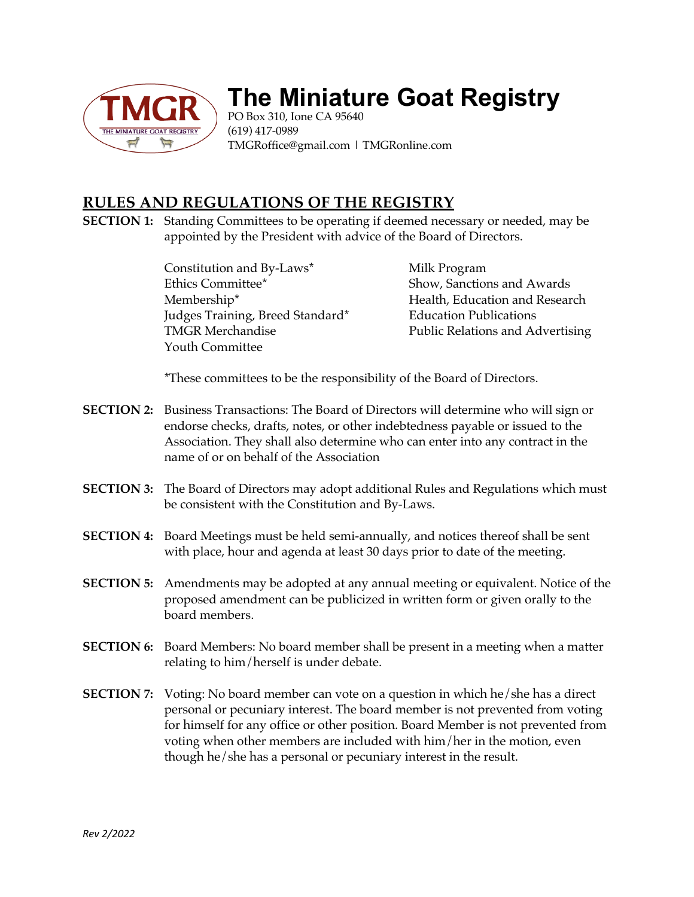# The Miniature Goat Registry

PO Box 310, Ione CA 95640
(619) 417-0989
TMGRoffice@gmail.com | TMGRonline.com

## RULES AND REGULATIONS OF THE REGISTRY

**SECTION 1:** Standing Committees to be operating if deemed necessary or needed, may be appointed by the President with advice of the Board of Directors.

- Constitution and By-Laws*
- Ethics Committee*
- Membership*
- Judges Training, Breed Standard*
- TMGR Merchandise
- Youth Committee
- Milk Program
- Show, Sanctions and Awards
- Health, Education and Research
- Education Publications
- Public Relations and Advertising

*These committees to be the responsibility of the Board of Directors.

**SECTION 2:** Business Transactions: The Board of Directors will determine who will sign or endorse checks, drafts, notes, or other indebtedness payable or issued to the Association. They shall also determine who can enter into any contract in the name of or on behalf of the Association

**SECTION 3:** The Board of Directors may adopt additional Rules and Regulations which must be consistent with the Constitution and By-Laws.

**SECTION 4:** Board Meetings must be held semi-annually, and notices thereof shall be sent with place, hour and agenda at least 30 days prior to date of the meeting.

**SECTION 5:** Amendments may be adopted at any annual meeting or equivalent. Notice of the proposed amendment can be publicized in written form or given orally to the board members.

**SECTION 6:** Board Members: No board member shall be present in a meeting when a matter relating to him/herself is under debate.

**SECTION 7:** Voting: No board member can vote on a question in which he/she has a direct personal or pecuniary interest. The board member is not prevented from voting for himself for any office or other position. Board Member is not prevented from voting when other members are included with him/her in the motion, even though he/she has a personal or pecuniary interest in the result.

*Rev 2/2022*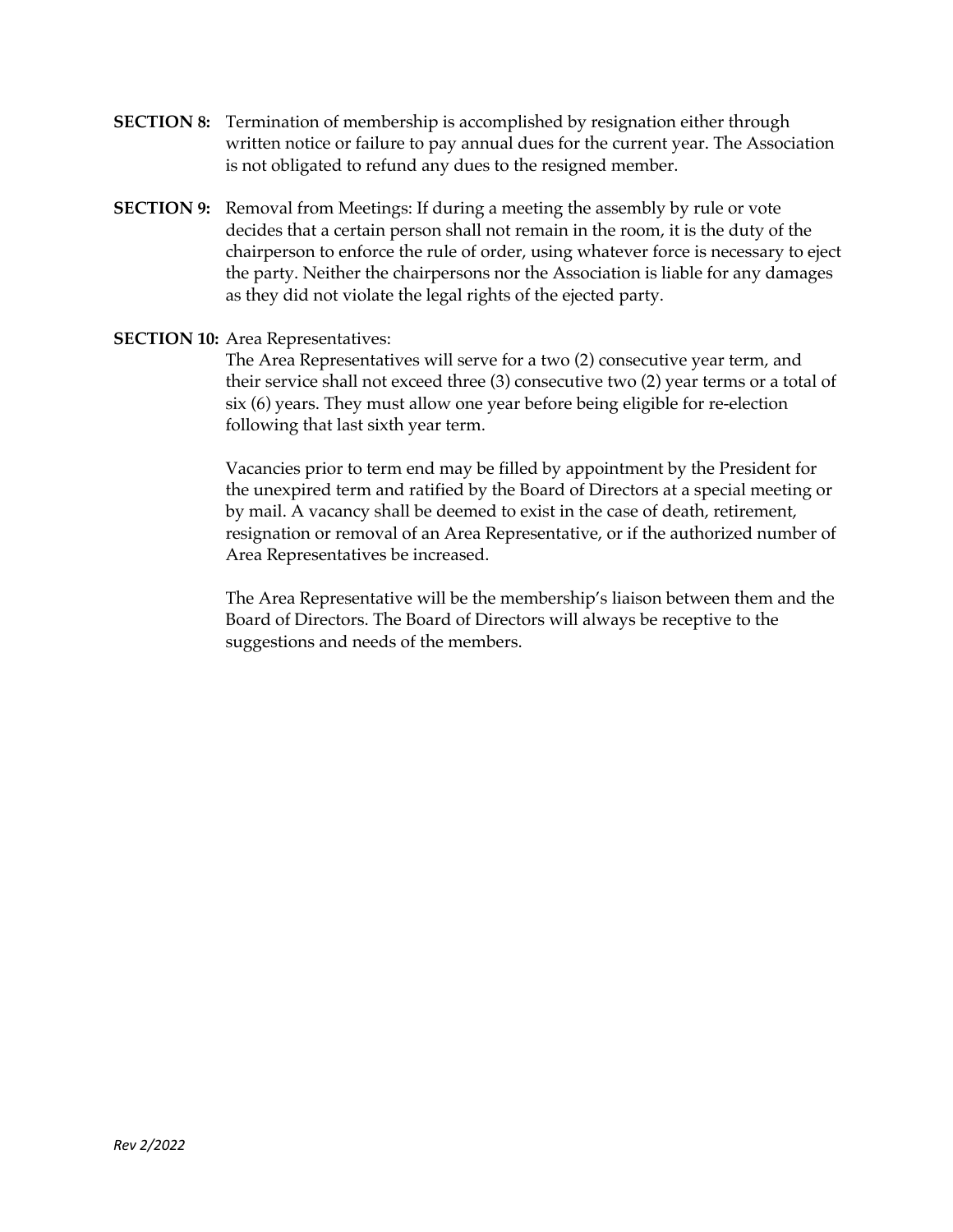**SECTION 8:** Termination of membership is accomplished by resignation either through written notice or failure to pay annual dues for the current year. The Association is not obligated to refund any dues to the resigned member.

**SECTION 9:** Removal from Meetings: If during a meeting the assembly by rule or vote decides that a certain person shall not remain in the room, it is the duty of the chairperson to enforce the rule of order, using whatever force is necessary to eject the party. Neither the chairpersons nor the Association is liable for any damages as they did not violate the legal rights of the ejected party.

**SECTION 10:** Area Representatives:

The Area Representatives will serve for a two (2) consecutive year term, and their service shall not exceed three (3) consecutive two (2) year terms or a total of six (6) years. They must allow one year before being eligible for re-election following that last sixth year term.

Vacancies prior to term end may be filled by appointment by the President for the unexpired term and ratified by the Board of Directors at a special meeting or by mail. A vacancy shall be deemed to exist in the case of death, retirement, resignation or removal of an Area Representative, or if the authorized number of Area Representatives be increased.

The Area Representative will be the membership's liaison between them and the Board of Directors. The Board of Directors will always be receptive to the suggestions and needs of the members.

*Rev 2/2022*